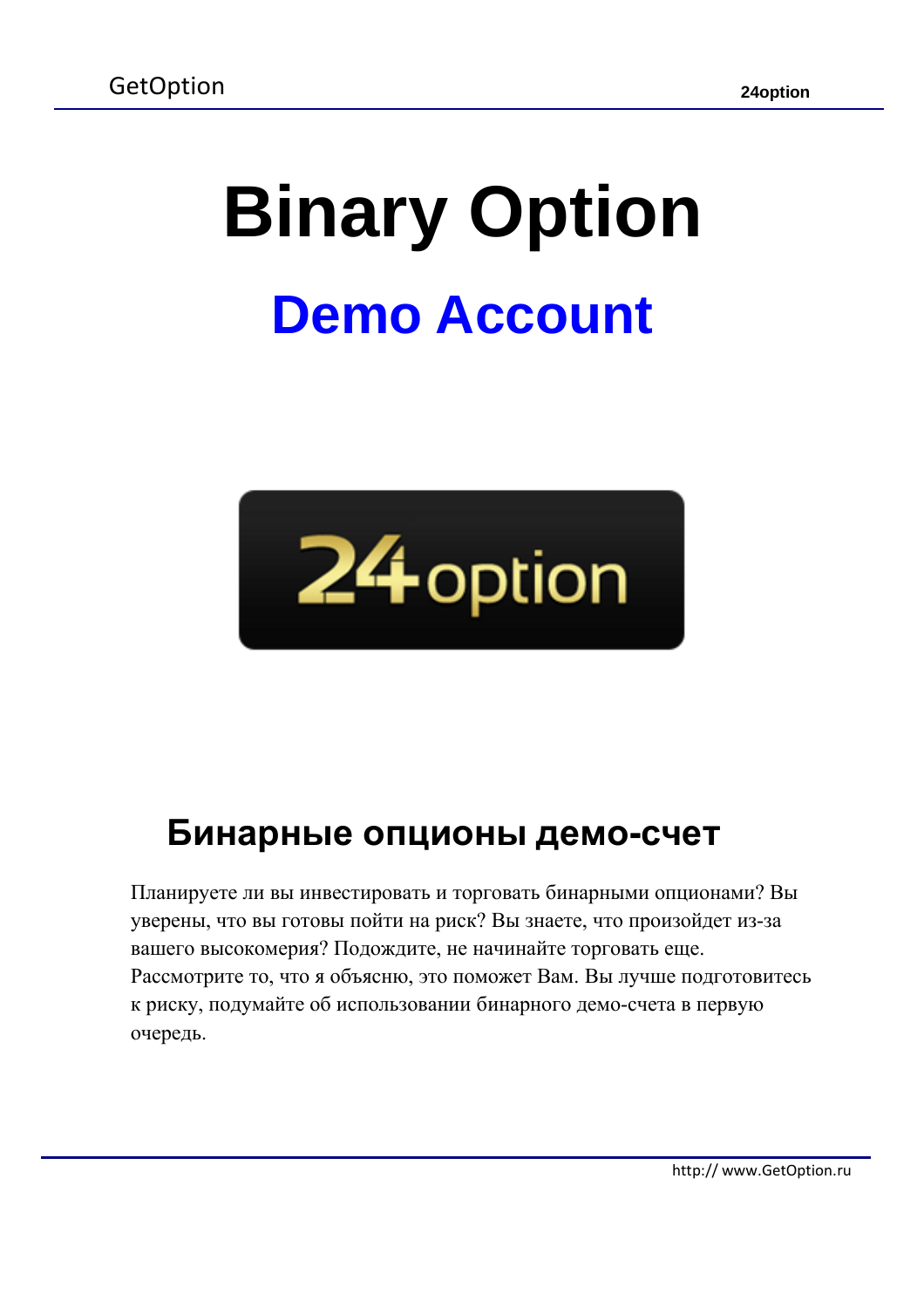# Binary Option

## Demo Account

## Бинарные опционы демо-счет

Планируете ли вы инвестировать и торговать бинарными опционами? Вы уверены, что вы готовы пойти на риск? Вы знаете, что произойдет из-за вашего высокомерия? Подождите, не начинайте торговать еще. Рассмотрите то, что я объясню, это поможет Вам. Вы лучше подготовитесь к риску, подумайте об использовании бинарного демо-счета в первую очередь.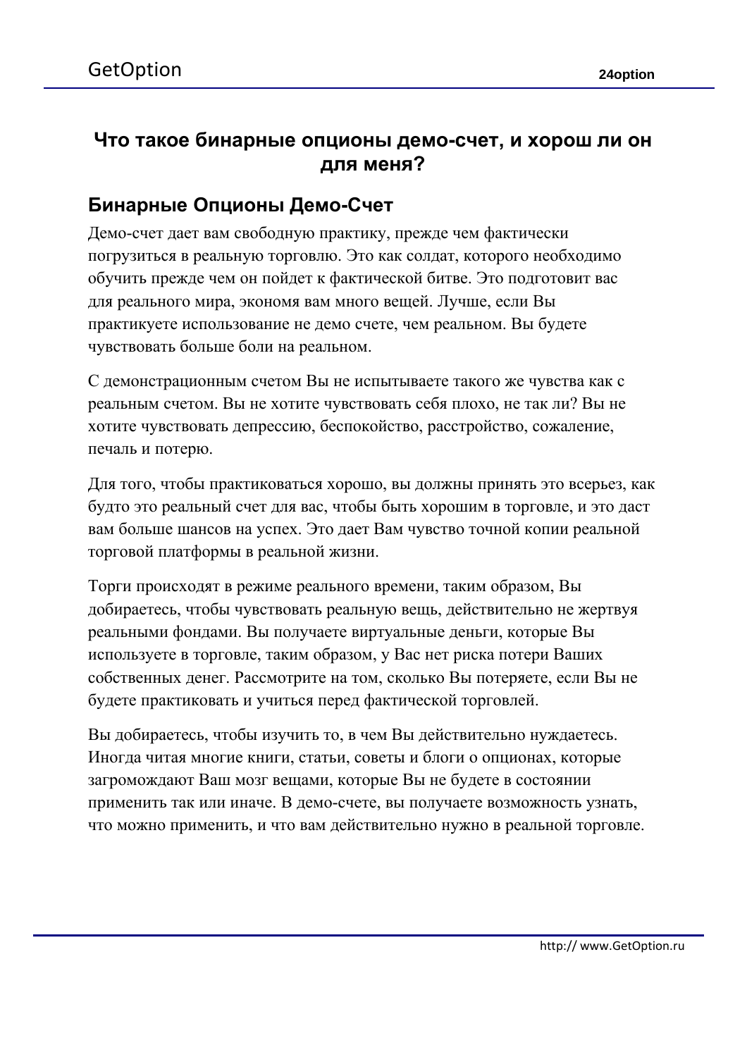# Что такое бинарные опционы демо-счет, и хорош ли он для меня?

## Бинарные Опционы Демо-Счет

Демо-счет дает вам свободную практику, прежде чем фактически погрузиться в реальную торговлю. Это как солдат, которого необходимо обучить прежде чем он пойдет к фактической битве. Это подготовит вас для реального мира, экономя вам много вещей. Лучше, если Вы практикуете использование не демо счете, чем реальном. Вы будете чувствовать больше боли на реальном.

С демонстрационным счетом Вы не испытываете такого же чувства как с реальным счетом. Вы не хотите чувствовать себя плохо, не так ли? Вы не хотите чувствовать депрессию, беспокойство, расстройство, сожаление, печаль и потерю.

Для того, чтобы практиковаться хорошо, вы должны принять это всерьез, как будто это реальный счет для вас, чтобы быть хорошим в торговле, и это даст вам больше шансов на успех. Это дает Вам чувство точной копии реальной торговой платформы в реальной жизни.

Торги происходят в режиме реального времени, таким образом, Вы добираетесь, чтобы чувствовать реальную вещь, действительно не жертвуя реальными фондами. Вы получаете виртуальные деньги, которые Вы используете в торговле, таким образом, у Вас нет риска потери Ваших собственных денег. Рассмотрите на том, сколько Вы потеряете, если Вы не будете практиковать и учиться перед фактической торговлей.

Вы добираетесь, чтобы изучить то, в чем Вы действительно нуждаетесь. Иногда читая многие книги, статьи, советы и блоги о опционах, которые загромождают Ваш мозг вещами, которые Вы не будете в состоянии применить так или иначе. В демо-счете, вы получаете возможность узнать, что можно применить, и что вам действительно нужно в реальной торговле.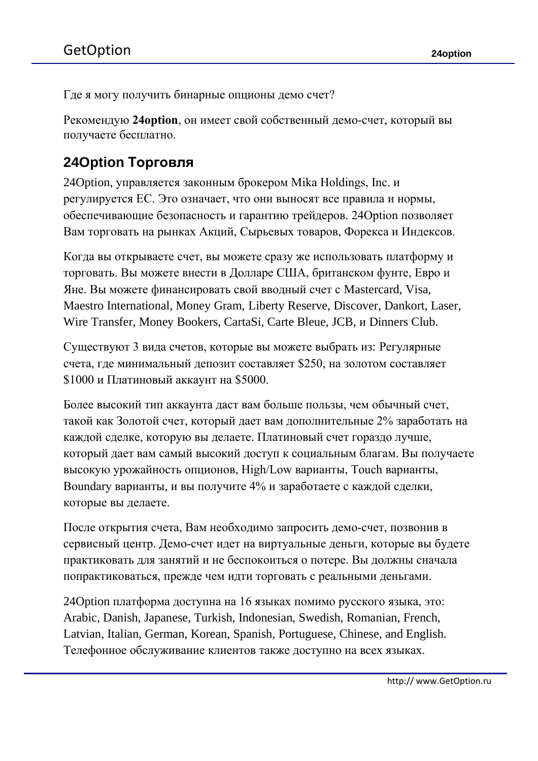Где я могу получить бинарные опционы демо счет?

Рекомендую **24option**, он имеет свой собственный демо-счет, который вы получаете бесплатно.

## 24Option Торговля

24Option, управляется законным брокером Mika Holdings, Inc. и регулируется ЕС. Это означает, что они выносят все правила и нормы, обеспечивающие безопасность и гарантию трейдеров. 24Option позволяет Вам торговать на рынках Акций, Сырьевых товаров, Форекса и Индексов.

Когда вы открываете счет, вы можете сразу же использовать платформу и торговать. Вы можете внести в Долларе США, британском фунте, Евро и Яне. Вы можете финансировать свой вводный счет с Mastercard, Visa, Maestro International, Money Gram, Liberty Reserve, Discover, Dankort, Laser, Wire Transfer, Money Bookers, CartaSi, Carte Bleue, JCB, и Dinners Club.

Существуют 3 вида счетов, которые вы можете выбрать из: Регулярные счета, где минимальный депозит составляет $250, на золотом составляет $1000 и Платиновый аккаунт на $5000.

Более высокий тип аккаунта даст вам больше пользы, чем обычный счет, такой как Золотой счет, который дает вам дополнительные 2% заработать на каждой сделке, которую вы делаете. Платиновый счет гораздо лучше, который дает вам самый высокий доступ к социальным благам. Вы получаете высокую урожайность опционов, High/Low варианты, Touch варианты, Boundary варианты, и вы получите 4% и заработаете с каждой сделки, которые вы делаете.

После открытия счета, Вам необходимо запросить демо-счет, позвонив в сервисный центр. Демо-счет идет на виртуальные деньги, которые вы будете практиковать для занятий и не беспокоиться о потере. Вы должны сначала попрактиковаться, прежде чем идти торговать с реальными деньгами.

24Option платформа доступна на 16 языках помимо русского языка, это: Arabic, Danish, Japanese, Turkish, Indonesian, Swedish, Romanian, French, Latvian, Italian, German, Korean, Spanish, Portuguese, Chinese, and English. Телефонное обслуживание клиентов также доступно на всех языках.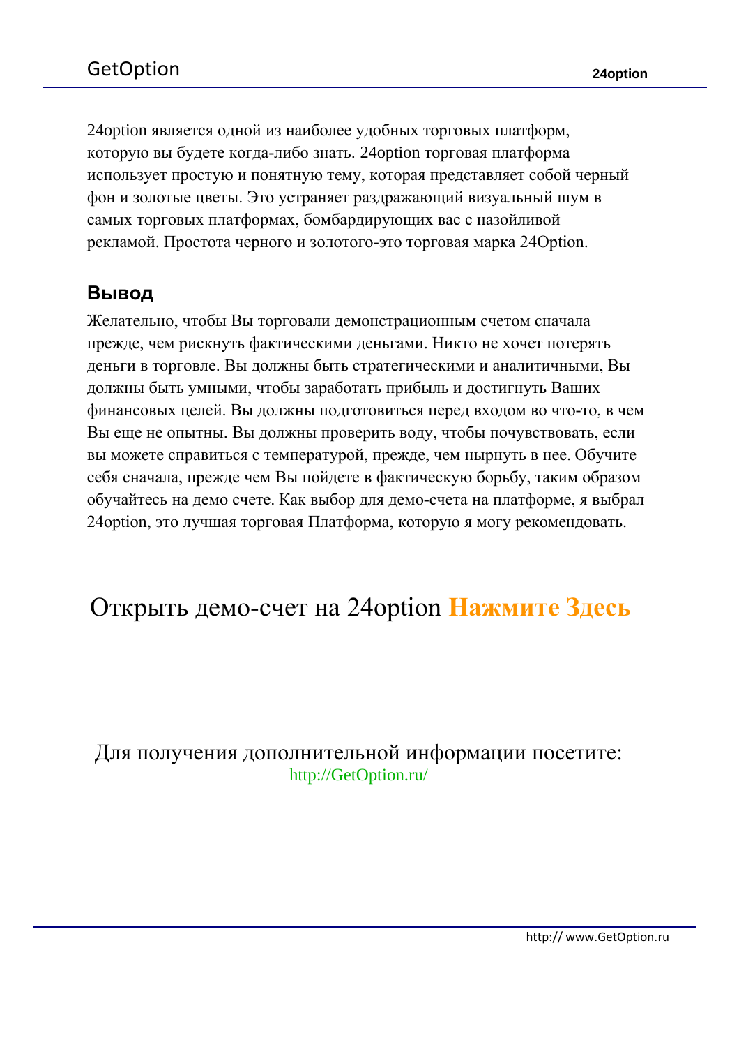24option является одной из наиболее удобных торговых платформ, которую вы будете когда-либо знать. 24option торговая платформа использует простую и понятную тему, которая представляет собой черный фон и золотые цветы. Это устраняет раздражающий визуальный шум в самых торговых платформах, бомбардирующих вас с назойливой рекламой. Простота черного и золотого-это торговая марка 24Option.

## Вывод

Желательно, чтобы Вы торговали демонстрационным счетом сначала прежде, чем рискнуть фактическими деньгами. Никто не хочет потерять деньги в торговле. Вы должны быть стратегическими и аналитичными, Вы должны быть умными, чтобы заработать прибыль и достигнуть Ваших финансовых целей. Вы должны подготовиться перед входом во что-то, в чем Вы еще не опытны. Вы должны проверить воду, чтобы почувствовать, если вы можете справиться с температурой, прежде, чем нырнуть в нее. Обучите себя сначала, прежде чем Вы пойдете в фактическую борьбу, таким образом обучайтесь на демо счете. Как выбор для демо-счета на платформе, я выбрал 24option, это лучшая торговая Платформа, которую я могу рекомендовать.

Открыть демо-счет на 24option **Нажмите Здесь**

Для получения дополнительной информации посетите:
http://GetOption.ru/